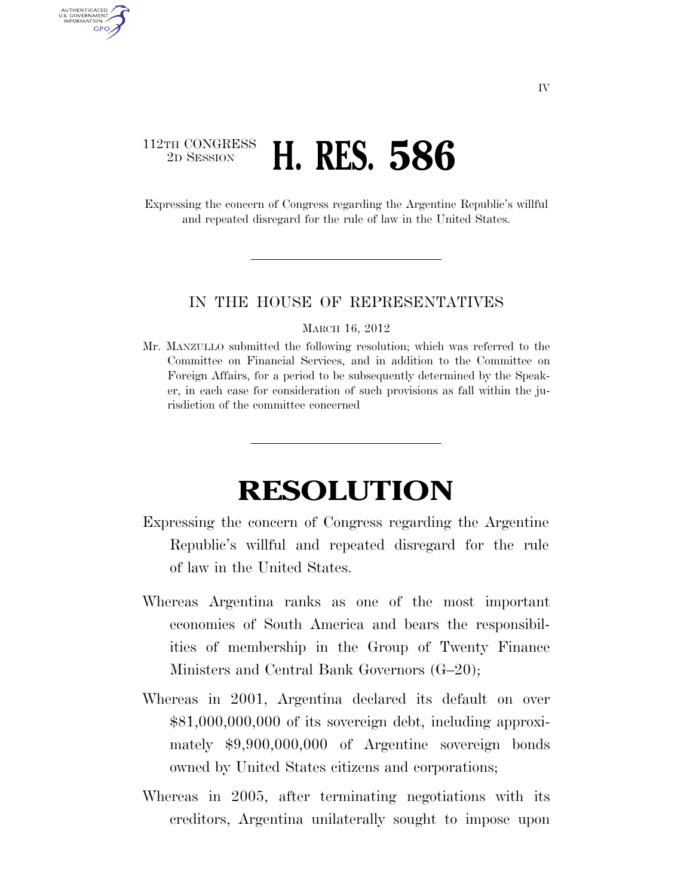112TH CONGRESS
2D SESSION

# H. RES. 586

Expressing the concern of Congress regarding the Argentine Republic's willful and repeated disregard for the rule of law in the United States.

IN THE HOUSE OF REPRESENTATIVES

MARCH 16, 2012

Mr. MANZULLO submitted the following resolution; which was referred to the Committee on Financial Services, and in addition to the Committee on Foreign Affairs, for a period to be subsequently determined by the Speaker, in each case for consideration of such provisions as fall within the jurisdiction of the committee concerned

# RESOLUTION

Expressing the concern of Congress regarding the Argentine Republic's willful and repeated disregard for the rule of law in the United States.

Whereas Argentina ranks as one of the most important economies of South America and bears the responsibilities of membership in the Group of Twenty Finance Ministers and Central Bank Governors (G–20);

Whereas in 2001, Argentina declared its default on over $81,000,000,000 of its sovereign debt, including approximately $9,900,000,000 of Argentine sovereign bonds owned by United States citizens and corporations;

Whereas in 2005, after terminating negotiations with its creditors, Argentina unilaterally sought to impose upon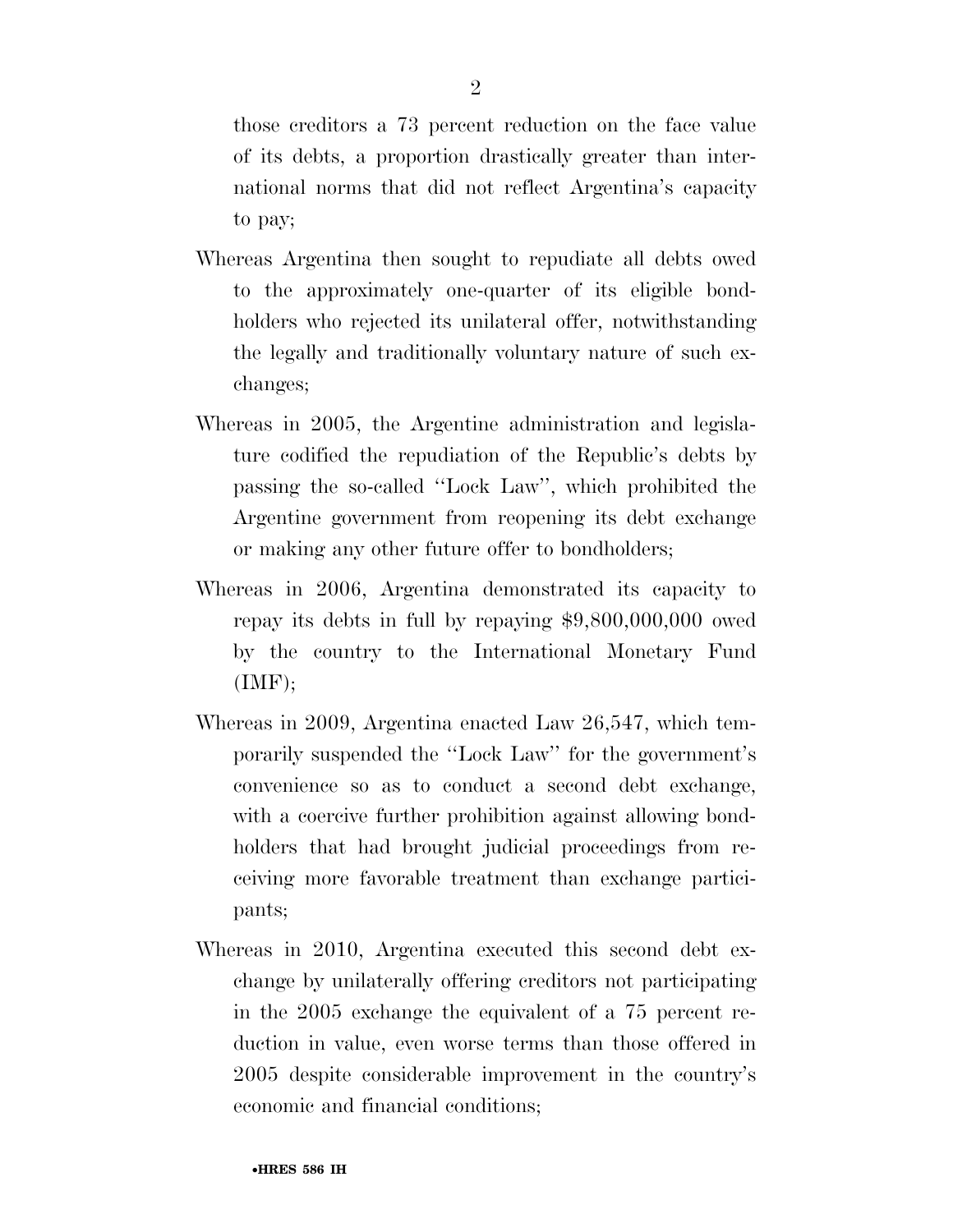those creditors a 73 percent reduction on the face value of its debts, a proportion drastically greater than international norms that did not reflect Argentina's capacity to pay;

Whereas Argentina then sought to repudiate all debts owed to the approximately one-quarter of its eligible bondholders who rejected its unilateral offer, notwithstanding the legally and traditionally voluntary nature of such exchanges;

Whereas in 2005, the Argentine administration and legislature codified the repudiation of the Republic's debts by passing the so-called "Lock Law", which prohibited the Argentine government from reopening its debt exchange or making any other future offer to bondholders;

Whereas in 2006, Argentina demonstrated its capacity to repay its debts in full by repaying $9,800,000,000 owed by the country to the International Monetary Fund (IMF);

Whereas in 2009, Argentina enacted Law 26,547, which temporarily suspended the "Lock Law" for the government's convenience so as to conduct a second debt exchange, with a coercive further prohibition against allowing bondholders that had brought judicial proceedings from receiving more favorable treatment than exchange participants;

Whereas in 2010, Argentina executed this second debt exchange by unilaterally offering creditors not participating in the 2005 exchange the equivalent of a 75 percent reduction in value, even worse terms than those offered in 2005 despite considerable improvement in the country's economic and financial conditions;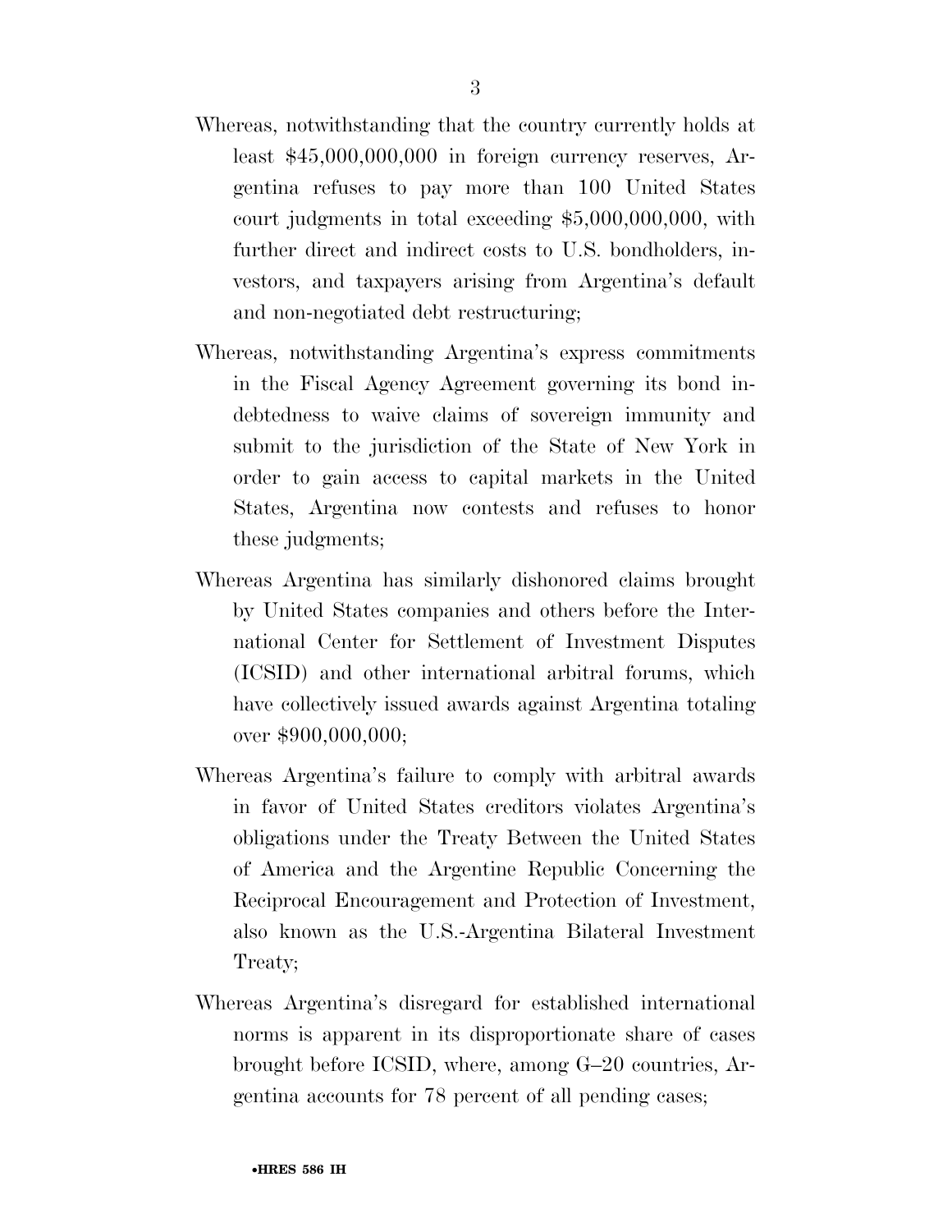Whereas, notwithstanding that the country currently holds at least $45,000,000,000 in foreign currency reserves, Argentina refuses to pay more than 100 United States court judgments in total exceeding $5,000,000,000, with further direct and indirect costs to U.S. bondholders, investors, and taxpayers arising from Argentina's default and non-negotiated debt restructuring;

Whereas, notwithstanding Argentina's express commitments in the Fiscal Agency Agreement governing its bond indebtedness to waive claims of sovereign immunity and submit to the jurisdiction of the State of New York in order to gain access to capital markets in the United States, Argentina now contests and refuses to honor these judgments;

Whereas Argentina has similarly dishonored claims brought by United States companies and others before the International Center for Settlement of Investment Disputes (ICSID) and other international arbitral forums, which have collectively issued awards against Argentina totaling over $900,000,000;

Whereas Argentina's failure to comply with arbitral awards in favor of United States creditors violates Argentina's obligations under the Treaty Between the United States of America and the Argentine Republic Concerning the Reciprocal Encouragement and Protection of Investment, also known as the U.S.-Argentina Bilateral Investment Treaty;

Whereas Argentina's disregard for established international norms is apparent in its disproportionate share of cases brought before ICSID, where, among G–20 countries, Argentina accounts for 78 percent of all pending cases;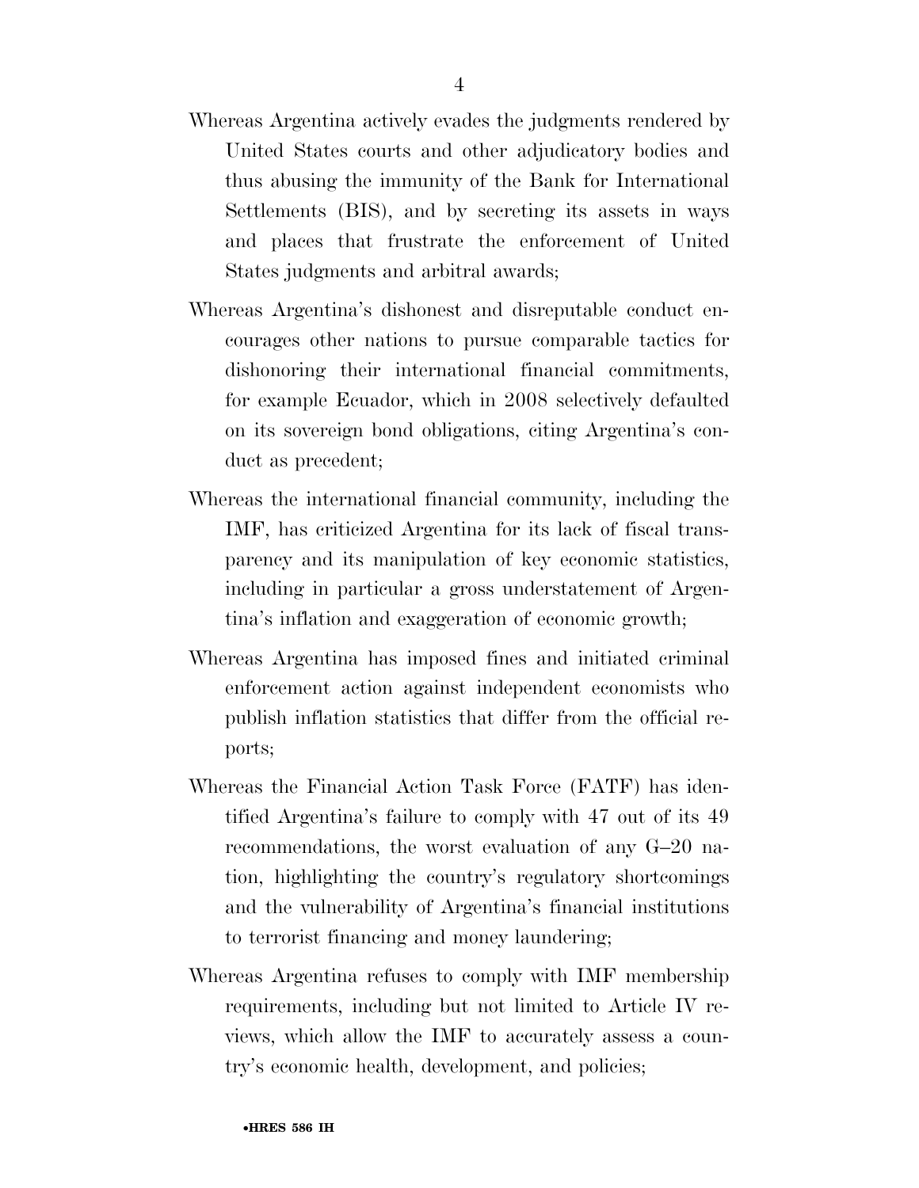Whereas Argentina actively evades the judgments rendered by United States courts and other adjudicatory bodies and thus abusing the immunity of the Bank for International Settlements (BIS), and by secreting its assets in ways and places that frustrate the enforcement of United States judgments and arbitral awards;

Whereas Argentina's dishonest and disreputable conduct encourages other nations to pursue comparable tactics for dishonoring their international financial commitments, for example Ecuador, which in 2008 selectively defaulted on its sovereign bond obligations, citing Argentina's conduct as precedent;

Whereas the international financial community, including the IMF, has criticized Argentina for its lack of fiscal transparency and its manipulation of key economic statistics, including in particular a gross understatement of Argentina's inflation and exaggeration of economic growth;

Whereas Argentina has imposed fines and initiated criminal enforcement action against independent economists who publish inflation statistics that differ from the official reports;

Whereas the Financial Action Task Force (FATF) has identified Argentina's failure to comply with 47 out of its 49 recommendations, the worst evaluation of any G–20 nation, highlighting the country's regulatory shortcomings and the vulnerability of Argentina's financial institutions to terrorist financing and money laundering;

Whereas Argentina refuses to comply with IMF membership requirements, including but not limited to Article IV reviews, which allow the IMF to accurately assess a country's economic health, development, and policies;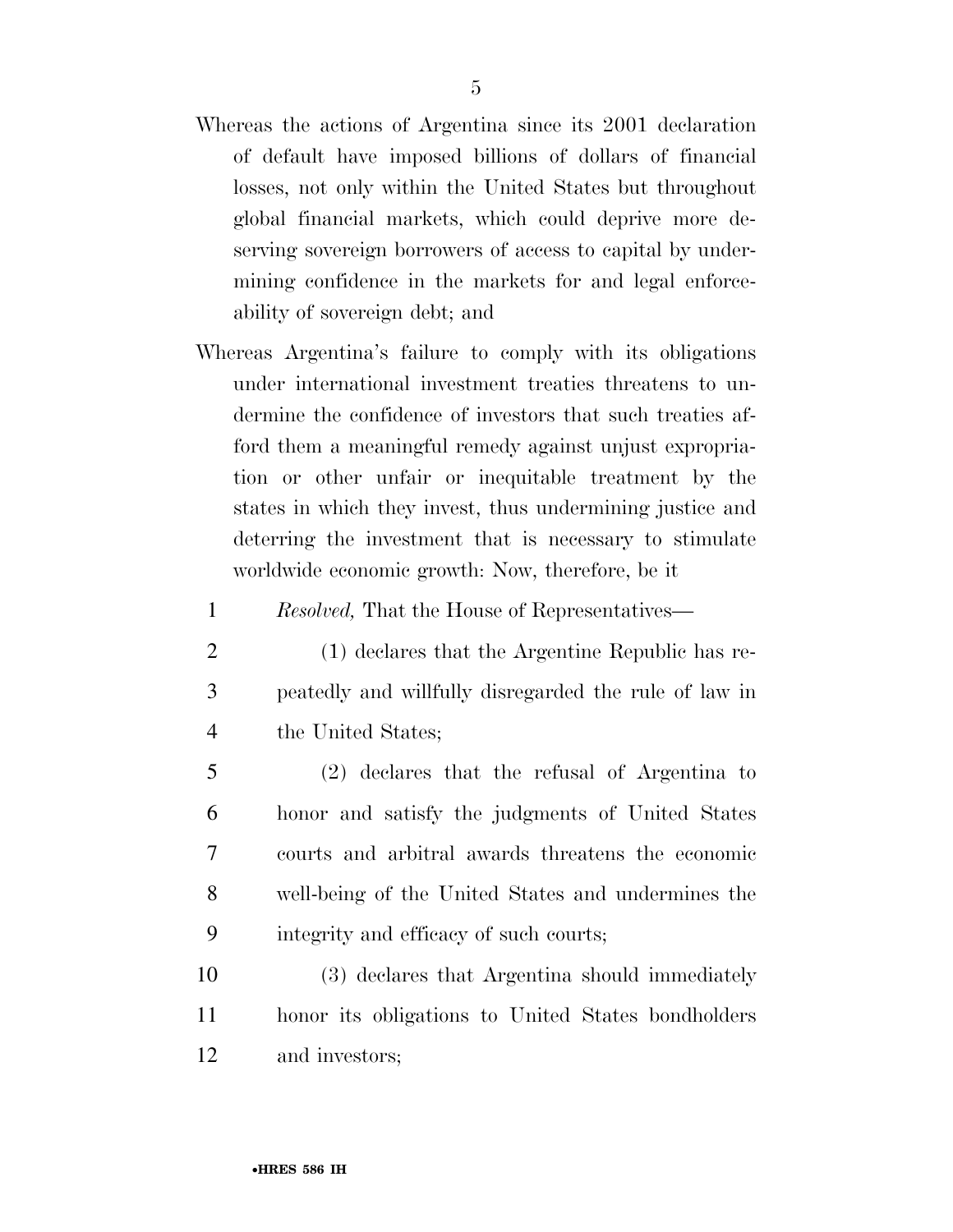Whereas the actions of Argentina since its 2001 declaration of default have imposed billions of dollars of financial losses, not only within the United States but throughout global financial markets, which could deprive more deserving sovereign borrowers of access to capital by undermining confidence in the markets for and legal enforceability of sovereign debt; and

Whereas Argentina's failure to comply with its obligations under international investment treaties threatens to undermine the confidence of investors that such treaties afford them a meaningful remedy against unjust expropriation or other unfair or inequitable treatment by the states in which they invest, thus undermining justice and deterring the investment that is necessary to stimulate worldwide economic growth: Now, therefore, be it

1 *Resolved,* That the House of Representatives—

2 (1) declares that the Argentine Republic has re-
3 peatedly and willfully disregarded the rule of law in
4 the United States;

5 (2) declares that the refusal of Argentina to
6 honor and satisfy the judgments of United States
7 courts and arbitral awards threatens the economic
8 well-being of the United States and undermines the
9 integrity and efficacy of such courts;

10 (3) declares that Argentina should immediately
11 honor its obligations to United States bondholders
12 and investors;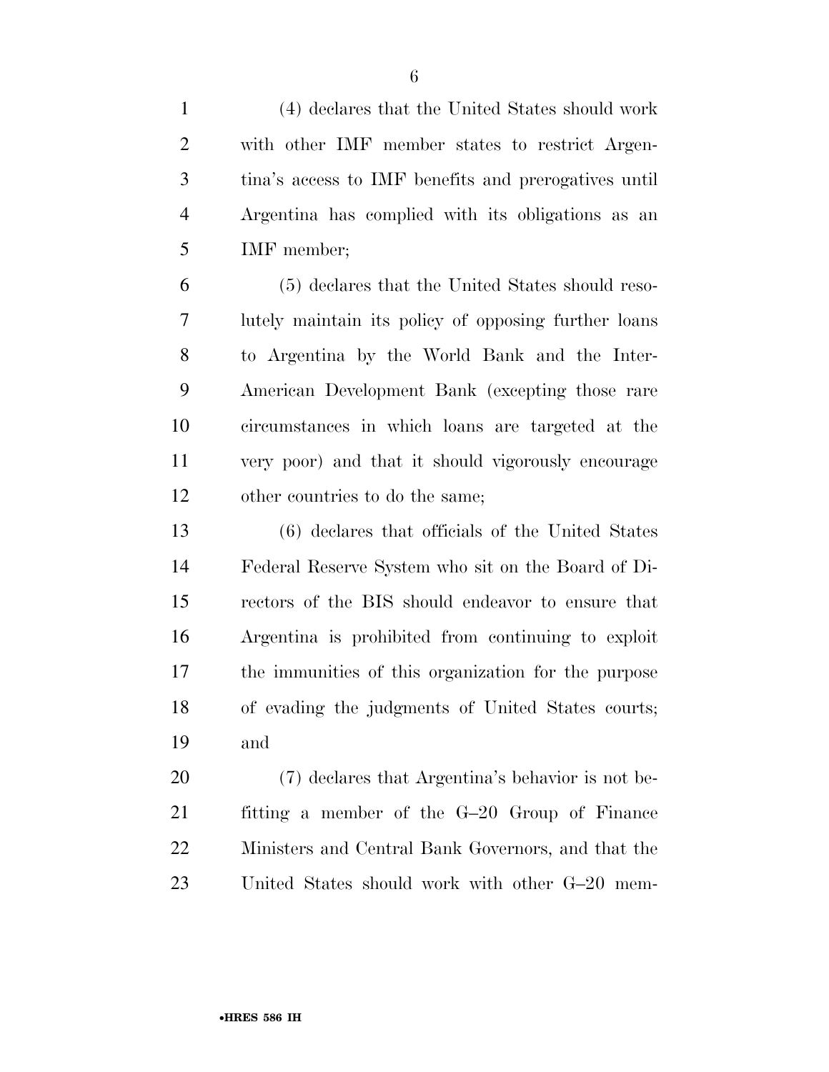(4) declares that the United States should work with other IMF member states to restrict Argentina's access to IMF benefits and prerogatives until Argentina has complied with its obligations as an IMF member;

(5) declares that the United States should resolutely maintain its policy of opposing further loans to Argentina by the World Bank and the Inter-American Development Bank (excepting those rare circumstances in which loans are targeted at the very poor) and that it should vigorously encourage other countries to do the same;

(6) declares that officials of the United States Federal Reserve System who sit on the Board of Directors of the BIS should endeavor to ensure that Argentina is prohibited from continuing to exploit the immunities of this organization for the purpose of evading the judgments of United States courts; and

(7) declares that Argentina's behavior is not befitting a member of the G–20 Group of Finance Ministers and Central Bank Governors, and that the United States should work with other G–20 mem-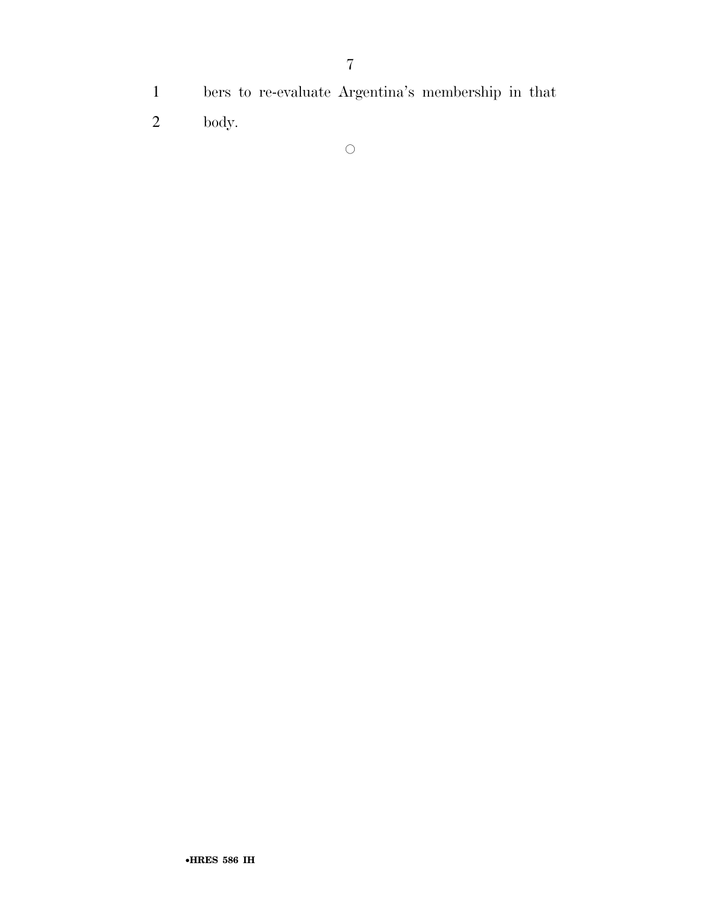bers to re-evaluate Argentina's membership in that body.

○